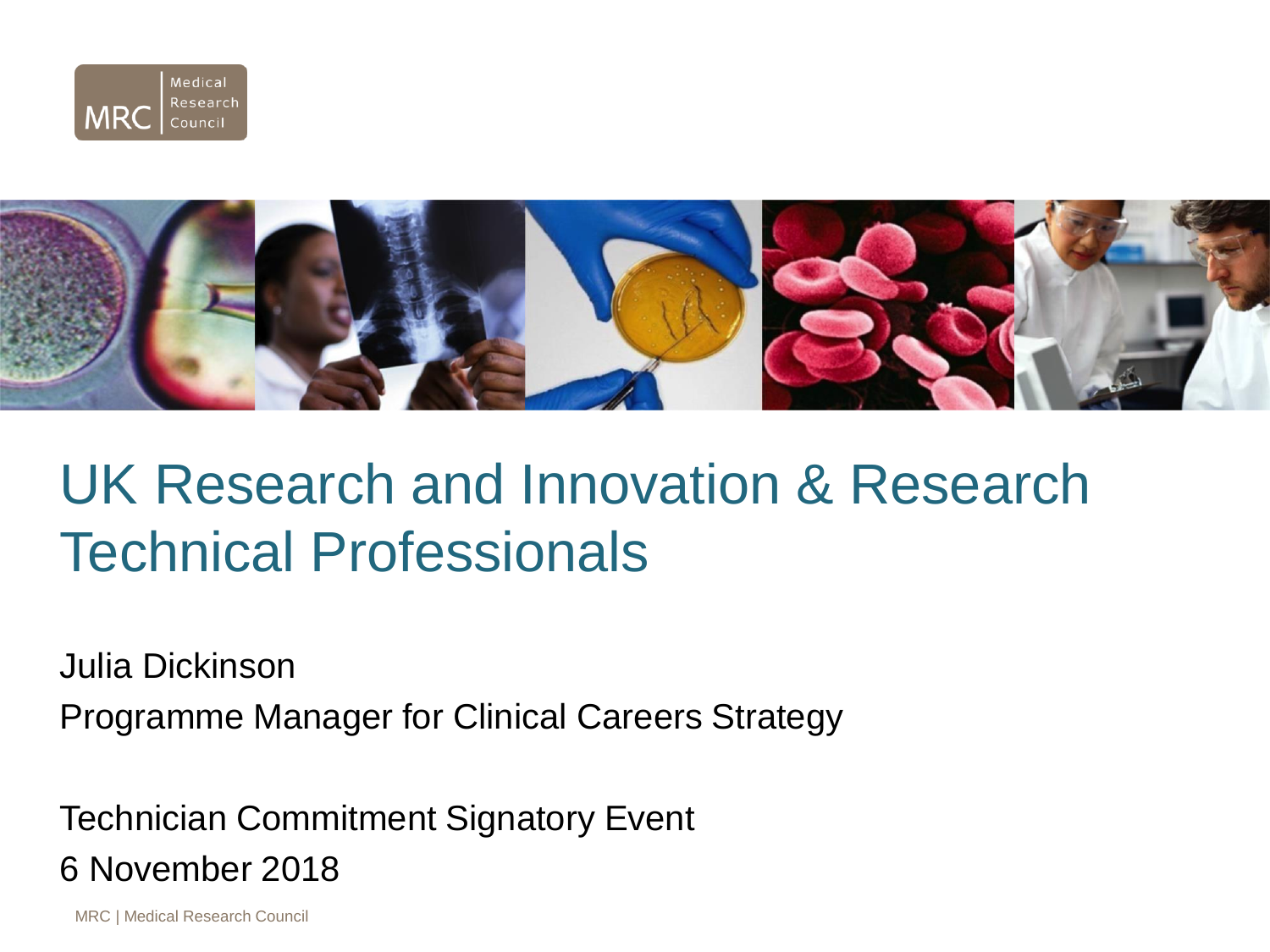# UK Research and Innovation & Research Technical Professionals

Julia Dickinson

Programme Manager for Clinical Careers Strategy

Technician Commitment Signatory Event

6 November 2018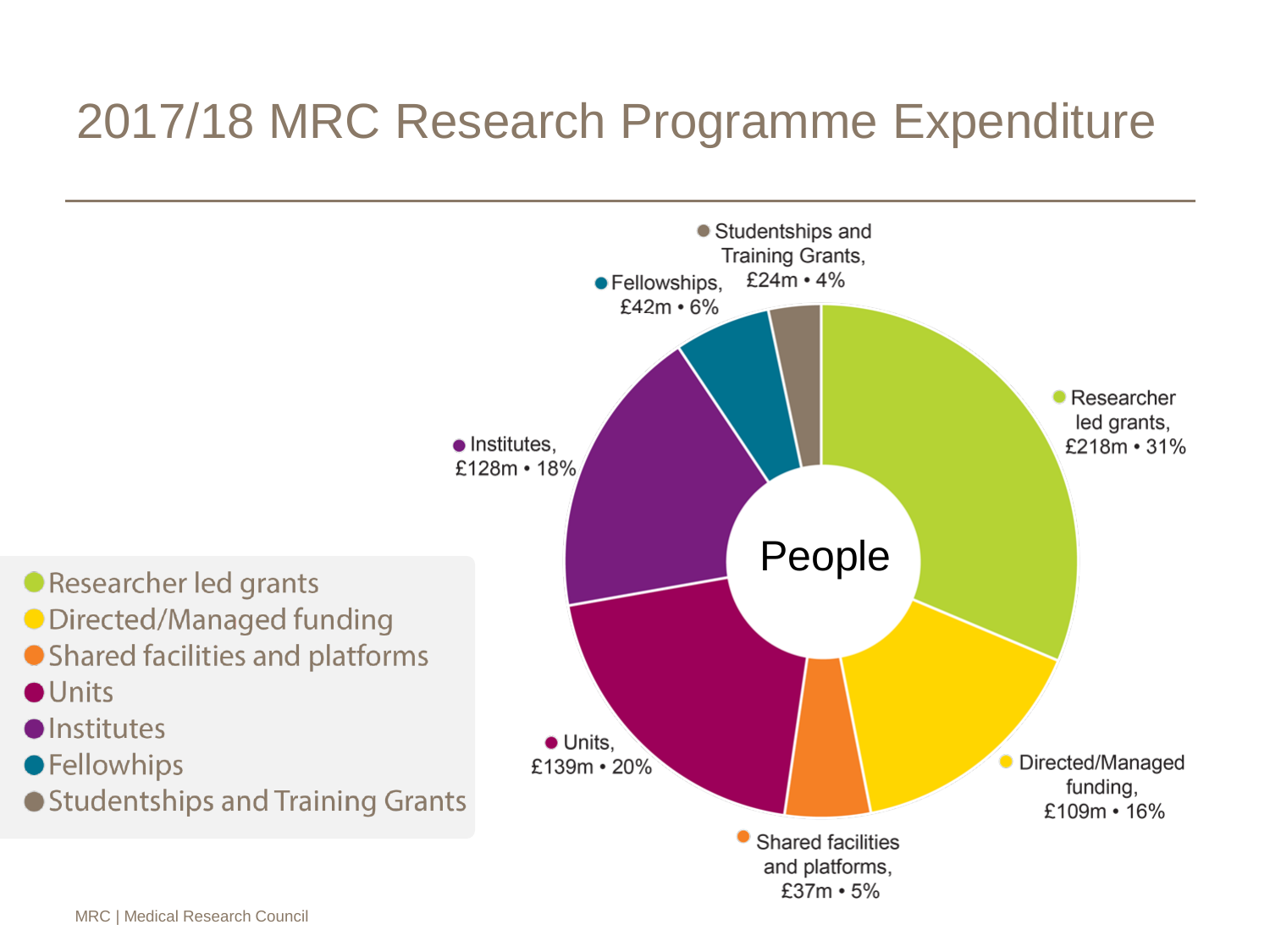# 2017/18 MRC Research Programme Expenditure

- Researcher led grants
- Directed/Managed funding
- Shared facilities and platforms
- Units
- Institutes
- Fellowhips
- Studentships and Training Grants

People

- Researcher led grants, £218m • 31%
- Directed/Managed funding, £109m • 16%
- Shared facilities and platforms, £37m • 5%
- Units, £139m • 20%
- Institutes, £128m • 18%
- Fellowships, £42m • 6%
- Studentships and Training Grants, £24m • 4%

MRC | Medical Research Council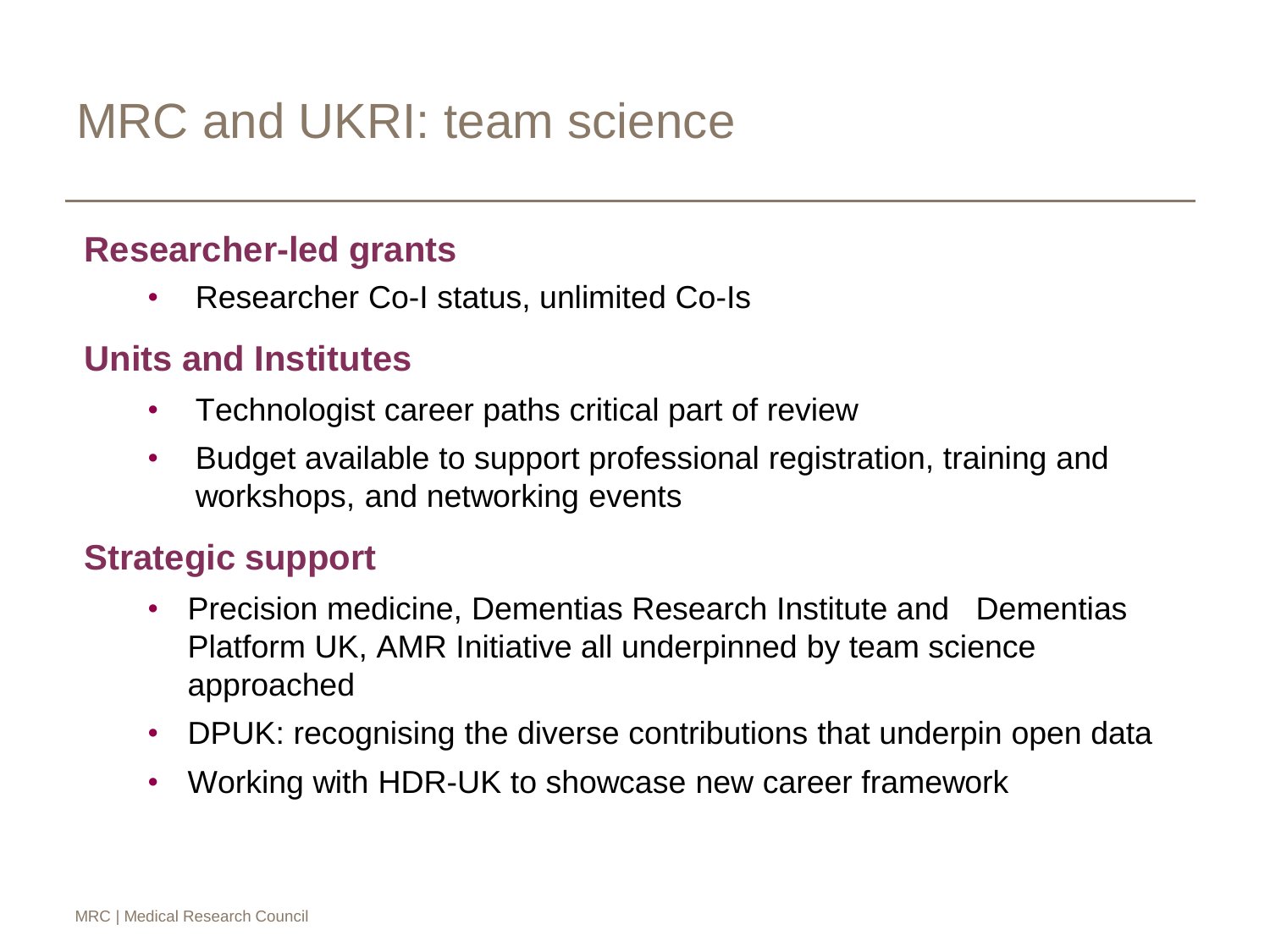# MRC and UKRI: team science

### Researcher-led grants

- Researcher Co-I status, unlimited Co-Is

### Units and Institutes

- Technologist career paths critical part of review
- Budget available to support professional registration, training and workshops, and networking events

### Strategic support

- Precision medicine, Dementias Research Institute and Dementias Platform UK, AMR Initiative all underpinned by team science approached
- DPUK: recognising the diverse contributions that underpin open data
- Working with HDR-UK to showcase new career framework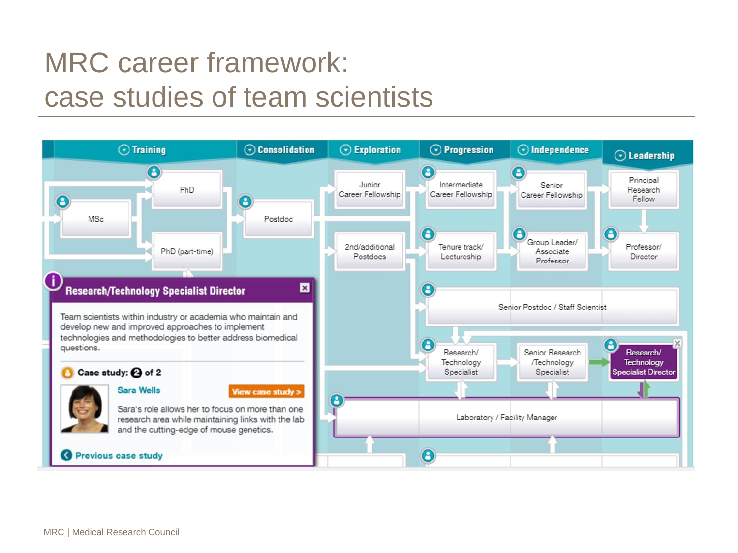# MRC career framework: case studies of team scientists

Training | Consolidation | Exploration | Progression | Independence | Leadership

MSc

PhD

PhD (part-time)

Postdoc

Junior Career Fellowship

2nd/additional Postdocs

Intermediate Career Fellowship

Tenure track/ Lectureship

Senior Career Fellowship

Group Leader/ Associate Professor

Principal Research Fellow

Professor/ Director

Senior Postdoc / Staff Scientist

Research/ Technology Specialist

Senior Research /Technology Specialist

Research/ Technology Specialist Director

Laboratory / Facility Manager

**Research/Technology Specialist Director**

Team scientists within industry or academia who maintain and develop new and improved approaches to implement technologies and methodologies to better address biomedical questions.

**Case study: 2 of 2**

**Sara Wells**

View case study >

Sara's role allows her to focus on more than one research area while maintaining links with the lab and the cutting-edge of mouse genetics.

Previous case study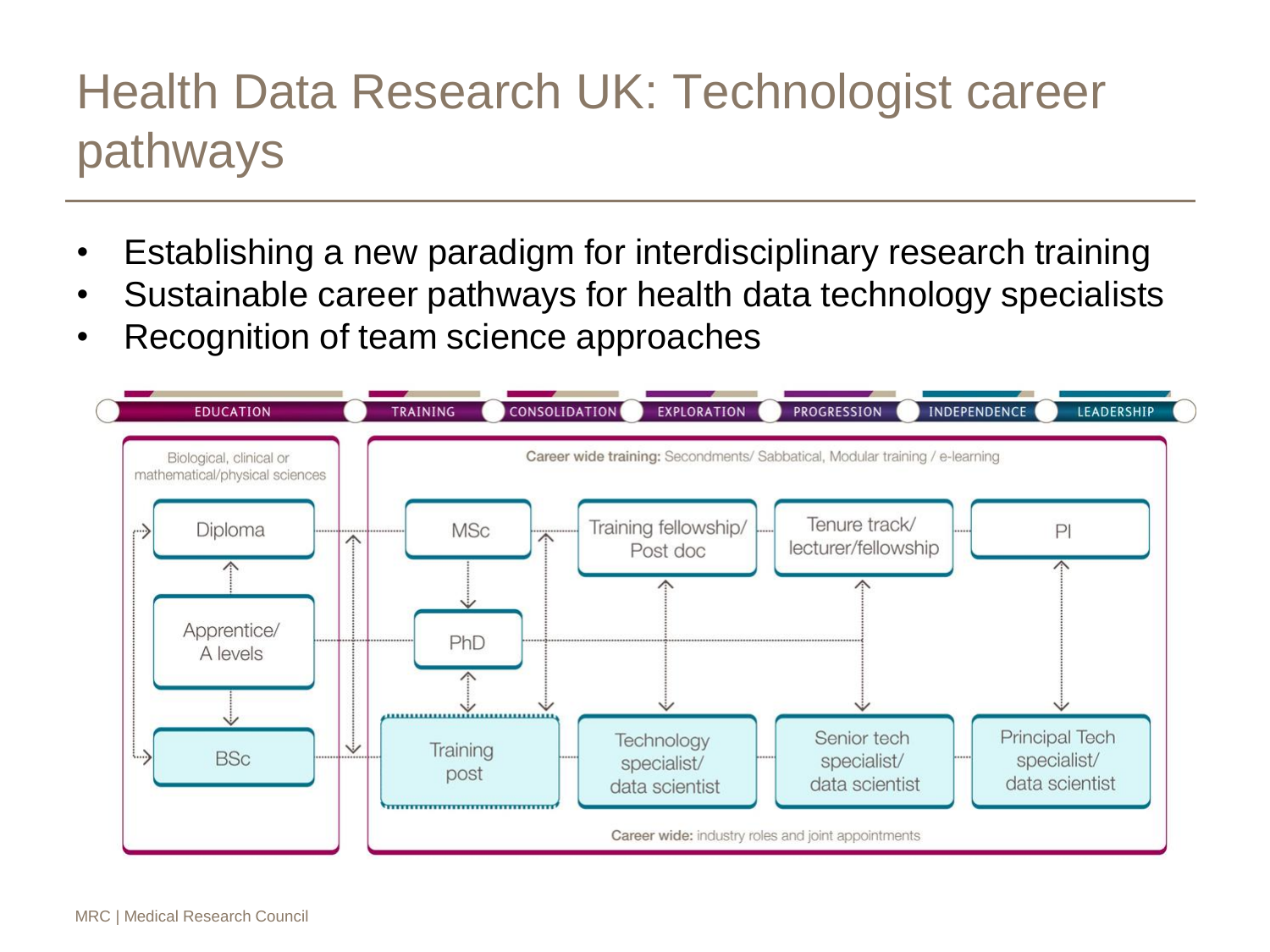# Health Data Research UK: Technologist career pathways

- Establishing a new paradigm for interdisciplinary research training
- Sustainable career pathways for health data technology specialists
- Recognition of team science approaches

EDUCATION | TRAINING | CONSOLIDATION | EXPLORATION | PROGRESSION | INDEPENDENCE | LEADERSHIP

Biological, clinical or mathematical/physical sciences

Diploma

Apprentice/ A levels

BSc

**Career wide training:** Secondments/ Sabbatical, Modular training / e-learning

MSc

PhD

Training post

Training fellowship/ Post doc

Technology specialist/ data scientist

Tenure track/ lecturer/fellowship

Senior tech specialist/ data scientist

PI

Principal Tech specialist/ data scientist

**Career wide:** industry roles and joint appointments

MRC | Medical Research Council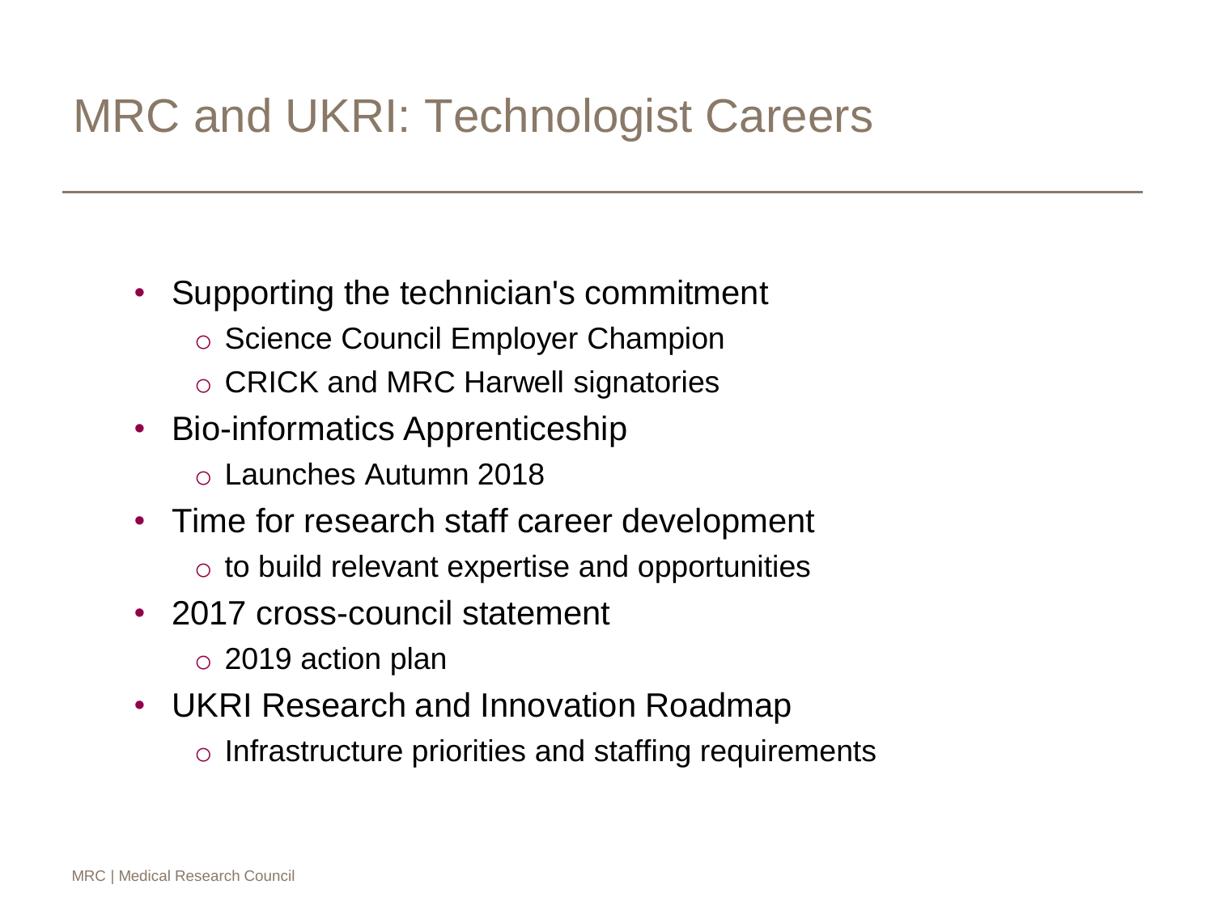# MRC and UKRI: Technologist Careers

- Supporting the technician's commitment
  - Science Council Employer Champion
  - CRICK and MRC Harwell signatories
- Bio-informatics Apprenticeship
  - Launches Autumn 2018
- Time for research staff career development
  - to build relevant expertise and opportunities
- 2017 cross-council statement
  - 2019 action plan
- UKRI Research and Innovation Roadmap
  - Infrastructure priorities and staffing requirements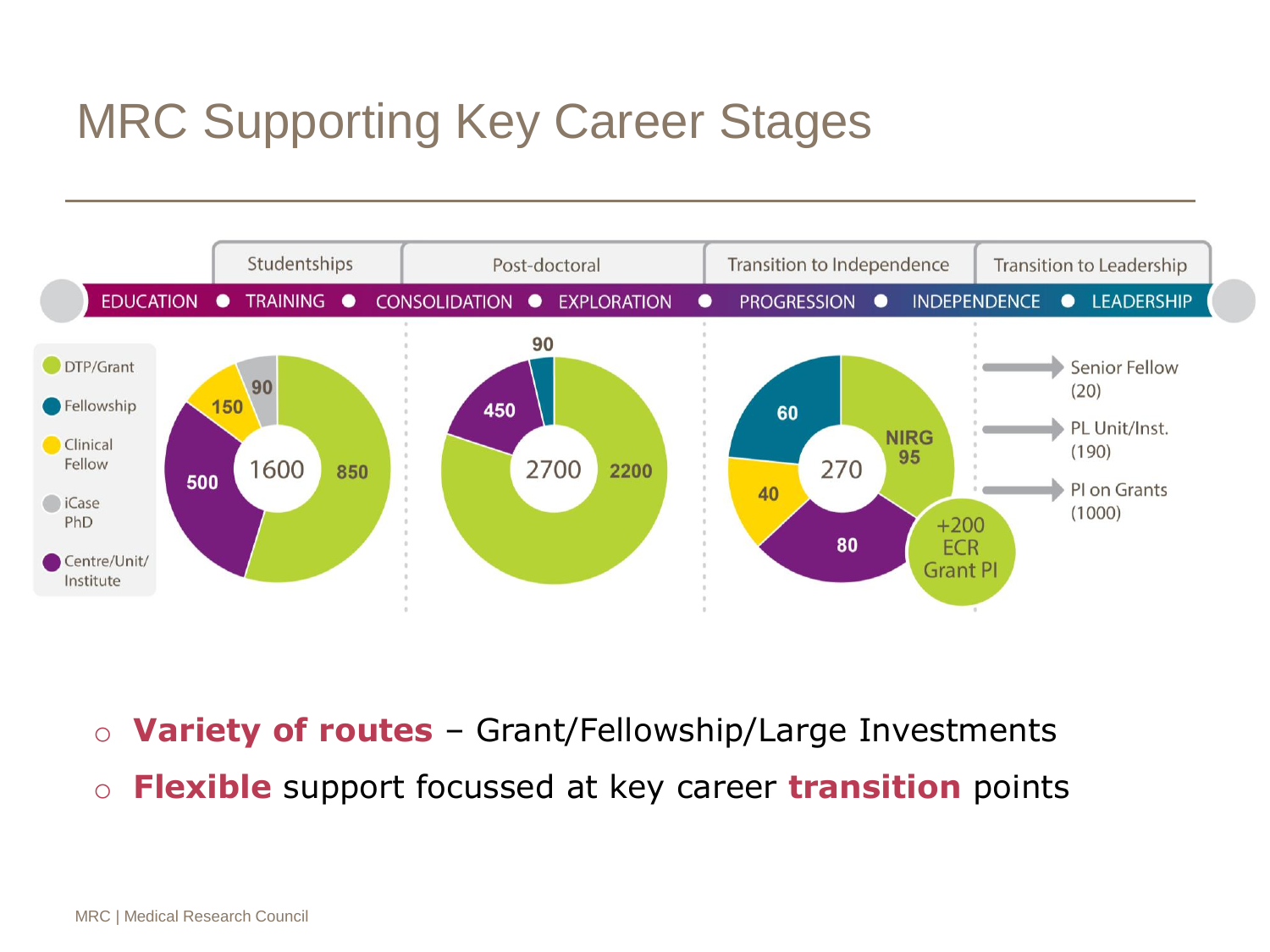# MRC Supporting Key Career Stages

| Studentships | | Post-doctoral | | Transition to Independence | | Transition to Leadership |
|---|---|---|---|---|---|---|
| EDUCATION | TRAINING | CONSOLIDATION | EXPLORATION | PROGRESSION | INDEPENDENCE | LEADERSHIP |

Legend: DTP/Grant; Fellowship; Clinical Fellow; iCase PhD; Centre/Unit/Institute

- **Studentships (1600):** DTP/Grant 850; Centre/Unit/Institute 500; Clinical Fellow 150; iCase PhD 90
- **Post-doctoral (2700):** DTP/Grant 2200; Centre/Unit/Institute 450; Fellowship 90
- **Transition to Independence (270):** NIRG 95; Centre/Unit/Institute 80; Fellowship 60; Clinical Fellow 40; +200 ECR Grant PI
- **Transition to Leadership:**
  - → Senior Fellow (20)
  - → PL Unit/Inst. (190)
  - → PI on Grants (1000)

- **Variety of routes** – Grant/Fellowship/Large Investments
- **Flexible** support focussed at key career **transition** points

MRC | Medical Research Council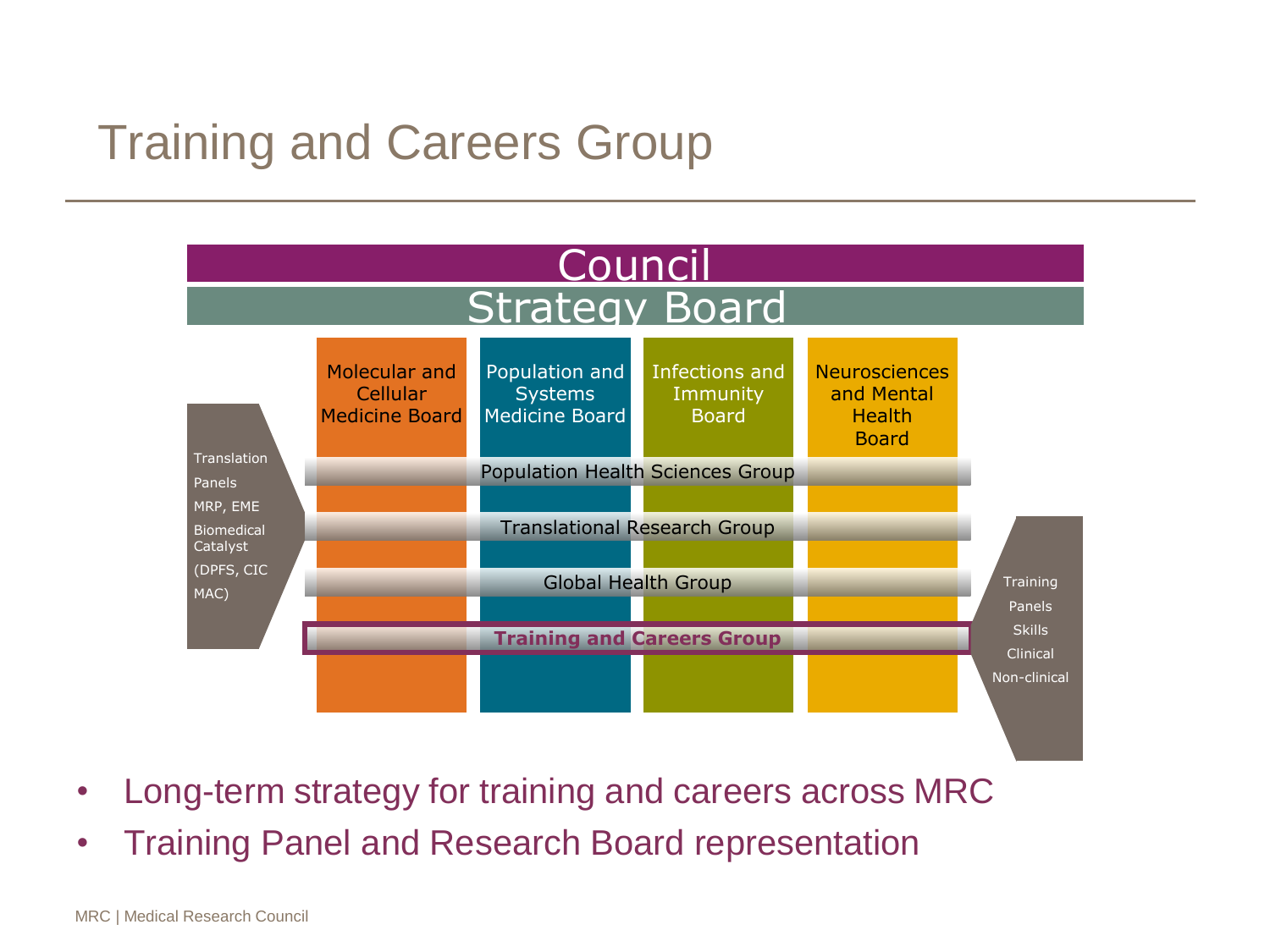# Training and Careers Group

Council

Strategy Board

Molecular and Cellular Medicine Board

Population and Systems Medicine Board

Infections and Immunity Board

Neurosciences and Mental Health Board

Population Health Sciences Group

Translational Research Group

Global Health Group

**Training and Careers Group**

Translation Panels

MRP, EME

Biomedical Catalyst

(DPFS, CIC

MAC)

Training Panels

Skills

Clinical

Non-clinical

- Long-term strategy for training and careers across MRC
- Training Panel and Research Board representation